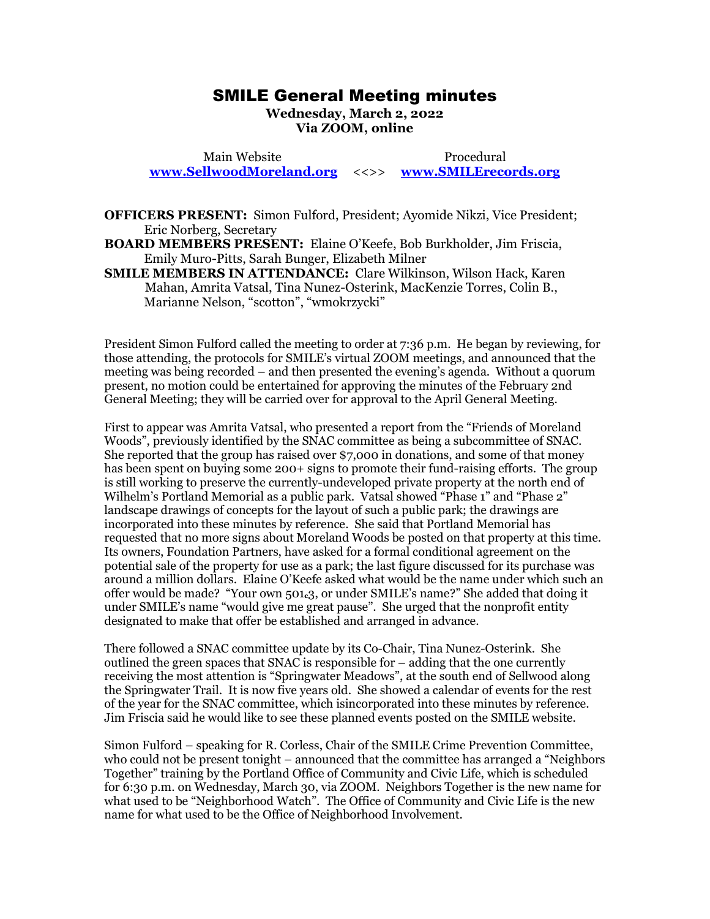# SMILE General Meeting minutes

**Wednesday, March 2, 2022**
**Via ZOOM, online**

Main Website **www.SellwoodMoreland.org** <<>> Procedural **www.SMILErecords.org**

**OFFICERS PRESENT:** Simon Fulford, President; Ayomide Nikzi, Vice President; Eric Norberg, Secretary

**BOARD MEMBERS PRESENT:** Elaine O'Keefe, Bob Burkholder, Jim Friscia, Emily Muro-Pitts, Sarah Bunger, Elizabeth Milner

**SMILE MEMBERS IN ATTENDANCE:** Clare Wilkinson, Wilson Hack, Karen Mahan, Amrita Vatsal, Tina Nunez-Osterink, MacKenzie Torres, Colin B., Marianne Nelson, "scotton", "wmokrzycki"

President Simon Fulford called the meeting to order at 7:36 p.m. He began by reviewing, for those attending, the protocols for SMILE's virtual ZOOM meetings, and announced that the meeting was being recorded – and then presented the evening's agenda. Without a quorum present, no motion could be entertained for approving the minutes of the February 2nd General Meeting; they will be carried over for approval to the April General Meeting.

First to appear was Amrita Vatsal, who presented a report from the "Friends of Moreland Woods", previously identified by the SNAC committee as being a subcommittee of SNAC. She reported that the group has raised over $7,000 in donations, and some of that money has been spent on buying some 200+ signs to promote their fund-raising efforts. The group is still working to preserve the currently-undeveloped private property at the north end of Wilhelm's Portland Memorial as a public park. Vatsal showed "Phase 1" and "Phase 2" landscape drawings of concepts for the layout of such a public park; the drawings are incorporated into these minutes by reference. She said that Portland Memorial has requested that no more signs about Moreland Woods be posted on that property at this time. Its owners, Foundation Partners, have asked for a formal conditional agreement on the potential sale of the property for use as a park; the last figure discussed for its purchase was around a million dollars. Elaine O'Keefe asked what would be the name under which such an offer would be made? "Your own 501c3, or under SMILE's name?" She added that doing it under SMILE's name "would give me great pause". She urged that the nonprofit entity designated to make that offer be established and arranged in advance.

There followed a SNAC committee update by its Co-Chair, Tina Nunez-Osterink. She outlined the green spaces that SNAC is responsible for – adding that the one currently receiving the most attention is "Springwater Meadows", at the south end of Sellwood along the Springwater Trail. It is now five years old. She showed a calendar of events for the rest of the year for the SNAC committee, which isincorporated into these minutes by reference. Jim Friscia said he would like to see these planned events posted on the SMILE website.

Simon Fulford – speaking for R. Corless, Chair of the SMILE Crime Prevention Committee, who could not be present tonight – announced that the committee has arranged a "Neighbors Together" training by the Portland Office of Community and Civic Life, which is scheduled for 6:30 p.m. on Wednesday, March 30, via ZOOM. Neighbors Together is the new name for what used to be "Neighborhood Watch". The Office of Community and Civic Life is the new name for what used to be the Office of Neighborhood Involvement.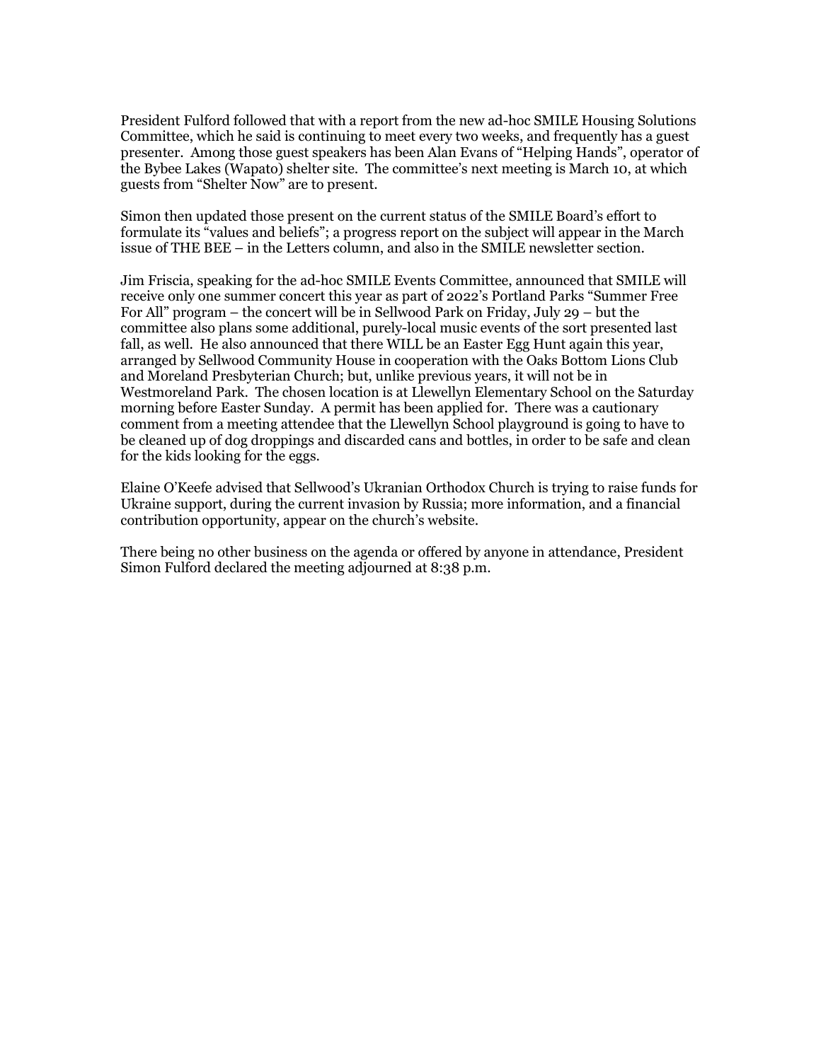President Fulford followed that with a report from the new ad-hoc SMILE Housing Solutions Committee, which he said is continuing to meet every two weeks, and frequently has a guest presenter. Among those guest speakers has been Alan Evans of "Helping Hands", operator of the Bybee Lakes (Wapato) shelter site. The committee's next meeting is March 10, at which guests from "Shelter Now" are to present.

Simon then updated those present on the current status of the SMILE Board's effort to formulate its "values and beliefs"; a progress report on the subject will appear in the March issue of THE BEE – in the Letters column, and also in the SMILE newsletter section.

Jim Friscia, speaking for the ad-hoc SMILE Events Committee, announced that SMILE will receive only one summer concert this year as part of 2022's Portland Parks "Summer Free For All" program – the concert will be in Sellwood Park on Friday, July 29 – but the committee also plans some additional, purely-local music events of the sort presented last fall, as well. He also announced that there WILL be an Easter Egg Hunt again this year, arranged by Sellwood Community House in cooperation with the Oaks Bottom Lions Club and Moreland Presbyterian Church; but, unlike previous years, it will not be in Westmoreland Park. The chosen location is at Llewellyn Elementary School on the Saturday morning before Easter Sunday. A permit has been applied for. There was a cautionary comment from a meeting attendee that the Llewellyn School playground is going to have to be cleaned up of dog droppings and discarded cans and bottles, in order to be safe and clean for the kids looking for the eggs.

Elaine O'Keefe advised that Sellwood's Ukranian Orthodox Church is trying to raise funds for Ukraine support, during the current invasion by Russia; more information, and a financial contribution opportunity, appear on the church's website.

There being no other business on the agenda or offered by anyone in attendance, President Simon Fulford declared the meeting adjourned at 8:38 p.m.